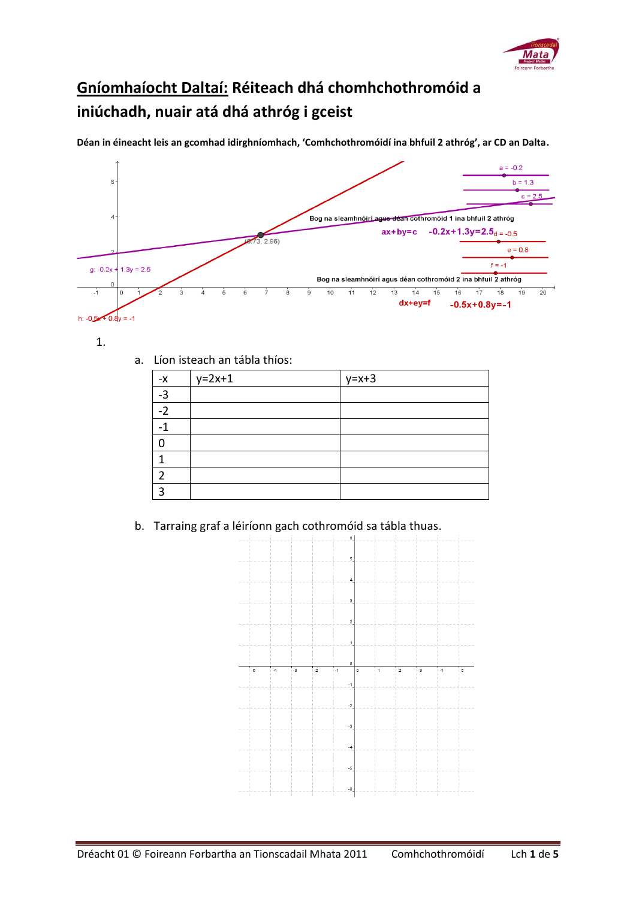# <u>Gníomhaíocht Daltaí:</u> Réiteach dhá chomhchothromóid a iniúchadh, nuair atá dhá athróg i gceist

**Déan in éineacht leis an gcomhad idirghníomhach, 'Comhchothromóidí ina bhfuil 2 athróg', ar CD an Dalta.**

1.

a. Líon isteach an tábla thíos:

| -x | y=2x+1 | y=x+3 |
|---|---|---|
| -3 | | |
| -2 | | |
| -1 | | |
| 0 | | |
| 1 | | |
| 2 | | |
| 3 | | |

b. Tarraing graf a léiríonn gach cothromóid sa tábla thuas.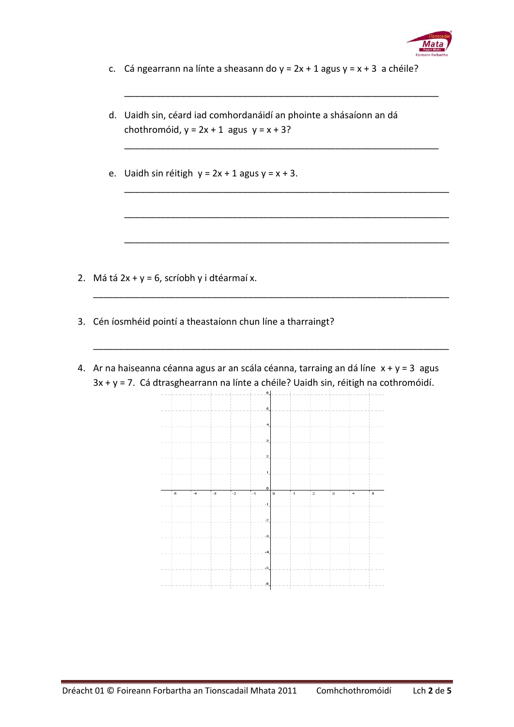c. Cá ngearrann na línte a sheasann do $y = 2x + 1$ agus $y = x + 3$ a chéile?

_______________________________________________________________

d. Uaidh sin, céard iad comhordanáidí an phointe a shásaíonn an dá chothromóid, $y = 2x + 1$ agus $y = x + 3$?

_______________________________________________________________

e. Uaidh sin réitigh $y = 2x + 1$ agus $y = x + 3$.

_______________________________________________________________

_______________________________________________________________

_______________________________________________________________

2. Má tá $2x + y = 6$, scríobh y i dtéarmaí x.

_______________________________________________________________

3. Cén íosmhéid pointí a theastaíonn chun líne a tharraingt?

_______________________________________________________________

4. Ar na haiseanna céanna agus ar an scála céanna, tarraing an dá líne $x + y = 3$ agus $3x + y = 7$. Cá dtrasghearrann na línte a chéile? Uaidh sin, réitigh na cothromóidí.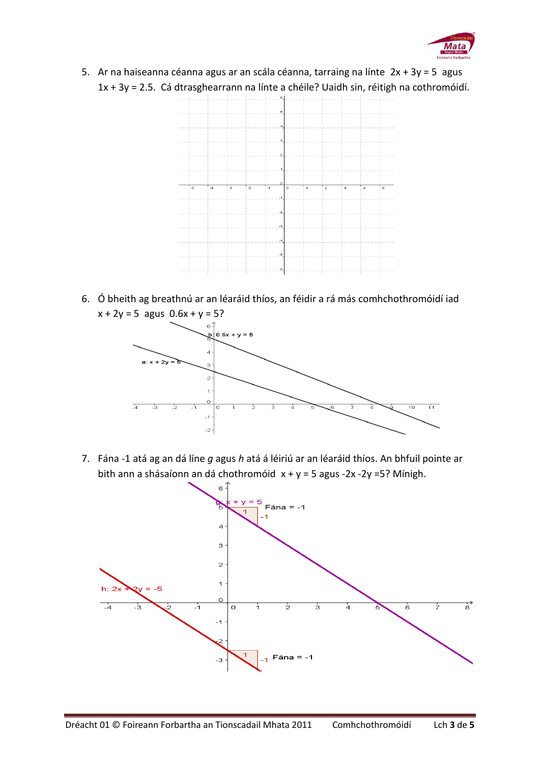5. Ar na haiseanna céanna agus ar an scála céanna, tarraing na línte $2x + 3y = 5$ agus $1x + 3y = 2.5$. Cá dtrasghearrann na línte a chéile? Uaidh sin, réitigh na cothromóidí.

6. Ó bheith ag breathnú ar an léaráid thíos, an féidir a rá más comhchothromóidí iad $x + 2y = 5$ agus $0.6x + y = 5$?

7. Fána -1 atá ag an dá líne *g* agus *h* atá á léiriú ar an léaráid thíos. An bhfuil pointe ar bith ann a shásaíonn an dá chothromóid $x + y = 5$ agus $-2x -2y =5$? Mínigh.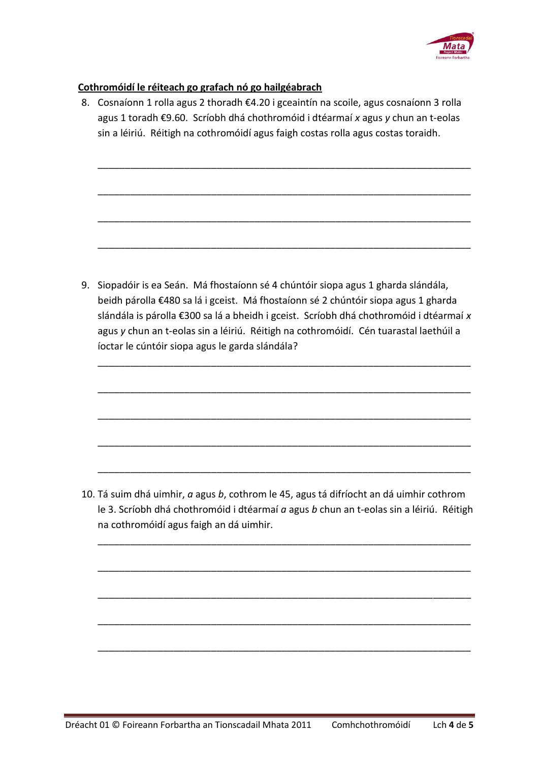**Cothromóidí le réiteach go grafach nó go hailgéabrach**

8. Cosnaíonn 1 rolla agus 2 thoradh €4.20 i gceaintín na scoile, agus cosnaíonn 3 rolla agus 1 toradh €9.60. Scríobh dhá chothromóid i dtéarmaí $x$ agus $y$ chun an t-eolas sin a léiriú. Réitigh na cothromóidí agus faigh costas rolla agus costas toraidh.

___________________________________________________________________

___________________________________________________________________

___________________________________________________________________

___________________________________________________________________

9. Siopadóir is ea Seán. Má fhostaíonn sé 4 chúntóir siopa agus 1 gharda slándála, beidh párolla €480 sa lá i gceist. Má fhostaíonn sé 2 chúntóir siopa agus 1 gharda slándála is párolla €300 sa lá a bheidh i gceist. Scríobh dhá chothromóid i dtéarmaí $x$ agus $y$ chun an t-eolas sin a léiriú. Réitigh na cothromóidí. Cén tuarastal laethúil a íoctar le cúntóir siopa agus le garda slándála?

___________________________________________________________________

___________________________________________________________________

___________________________________________________________________

___________________________________________________________________

___________________________________________________________________

10. Tá suim dhá uimhir, $a$ agus $b$, cothrom le 45, agus tá difríocht an dá uimhir cothrom le 3. Scríobh dhá chothromóid i dtéarmaí $a$ agus $b$ chun an t-eolas sin a léiriú. Réitigh na cothromóidí agus faigh an dá uimhir.

___________________________________________________________________

___________________________________________________________________

___________________________________________________________________

___________________________________________________________________

___________________________________________________________________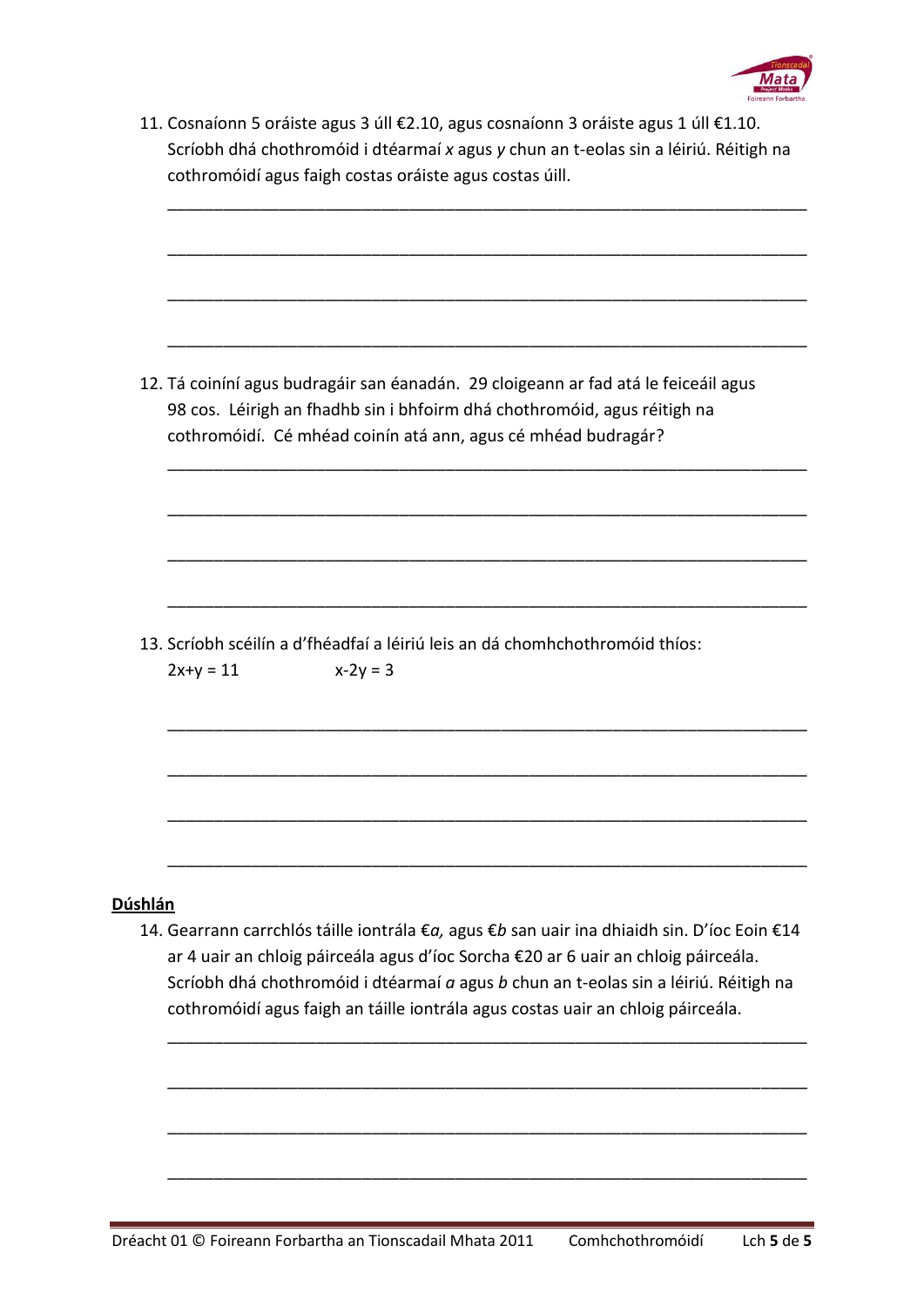11. Cosnaíonn 5 oráiste agus 3 úll €2.10, agus cosnaíonn 3 oráiste agus 1 úll €1.10. Scríobh dhá chothromóid i dtéarmaí $x$ agus $y$ chun an t-eolas sin a léiriú. Réitigh na cothromóidí agus faigh costas oráiste agus costas úill.

12. Tá coiníní agus budragáir san éanadán. 29 cloigeann ar fad atá le feiceáil agus 98 cos. Léirigh an fhadhb sin i bhfoirm dhá chothromóid, agus réitigh na cothromóidí. Cé mhéad coinín atá ann, agus cé mhéad budragár?

13. Scríobh scéilín a d'fhéadfaí a léiriú leis an dá chomhchothromóid thíos:

    $2x+y = 11$ $\qquad$ $x-2y = 3$

**Dúshlán**

14. Gearrann carrchlós táille iontrála €$a$, agus €$b$ san uair ina dhiaidh sin. D'íoc Eoin €14 ar 4 uair an chloig páirceála agus d'íoc Sorcha €20 ar 6 uair an chloig páirceála. Scríobh dhá chothromóid i dtéarmaí $a$ agus $b$ chun an t-eolas sin a léiriú. Réitigh na cothromóidí agus faigh an táille iontrála agus costas uair an chloig páirceála.